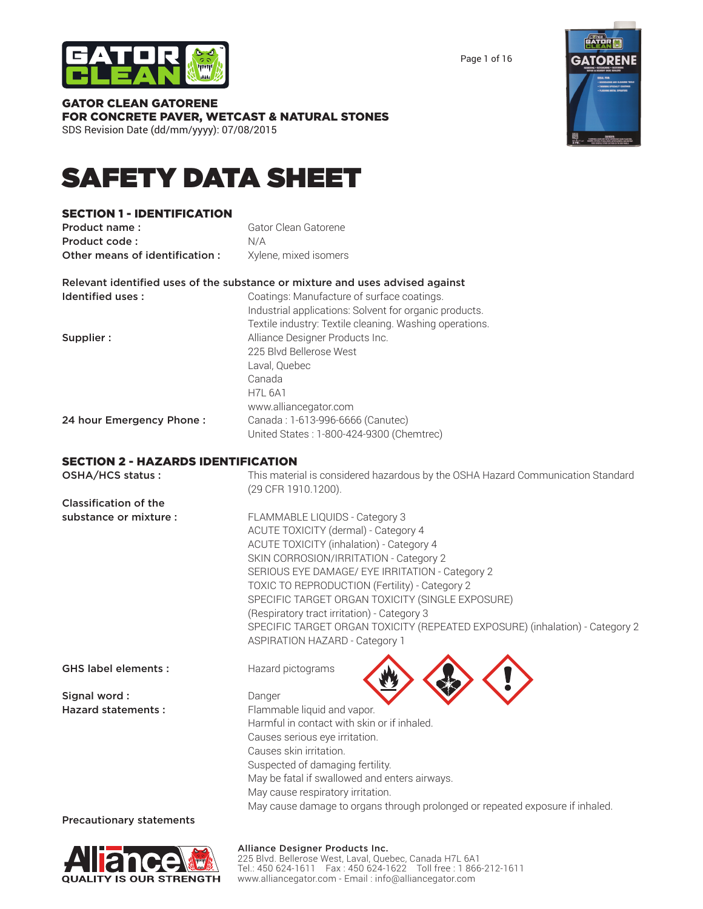**GATOR CLEAN GATORENE**
**FOR CONCRETE PAVER, WETCAST & NATURAL STONES**
SDS Revision Date (dd/mm/yyyy): 07/08/2015

# SAFETY DATA SHEET

## SECTION 1 - IDENTIFICATION

**Product name :** Gator Clean Gatorene
**Product code :** N/A
**Other means of identification :** Xylene, mixed isomers

**Relevant identified uses of the substance or mixture and uses advised against**

**Identified uses :** Coatings: Manufacture of surface coatings.
Industrial applications: Solvent for organic products.
Textile industry: Textile cleaning. Washing operations.

**Supplier :** Alliance Designer Products Inc.
225 Blvd Bellerose West
Laval, Quebec
Canada
H7L 6A1
www.alliancegator.com

**24 hour Emergency Phone :** Canada : 1-613-996-6666 (Canutec)
United States : 1-800-424-9300 (Chemtrec)

## SECTION 2 - HAZARDS IDENTIFICATION

**OSHA/HCS status :** This material is considered hazardous by the OSHA Hazard Communication Standard (29 CFR 1910.1200).

**Classification of the substance or mixture :**
FLAMMABLE LIQUIDS - Category 3
ACUTE TOXICITY (dermal) - Category 4
ACUTE TOXICITY (inhalation) - Category 4
SKIN CORROSION/IRRITATION - Category 2
SERIOUS EYE DAMAGE/ EYE IRRITATION - Category 2
TOXIC TO REPRODUCTION (Fertility) - Category 2
SPECIFIC TARGET ORGAN TOXICITY (SINGLE EXPOSURE) (Respiratory tract irritation) - Category 3
SPECIFIC TARGET ORGAN TOXICITY (REPEATED EXPOSURE) (inhalation) - Category 2
ASPIRATION HAZARD - Category 1

**GHS label elements :** Hazard pictograms

**Signal word :** Danger

**Hazard statements :**
Flammable liquid and vapor.
Harmful in contact with skin or if inhaled.
Causes serious eye irritation.
Causes skin irritation.
Suspected of damaging fertility.
May be fatal if swallowed and enters airways.
May cause respiratory irritation.
May cause damage to organs through prolonged or repeated exposure if inhaled.

**Precautionary statements**

**Alliance Designer Products Inc.**
225 Blvd. Bellerose West, Laval, Quebec, Canada H7L 6A1
Tel.: 450 624-1611 Fax : 450 624-1622 Toll free : 1 866-212-1611
www.alliancegator.com - Email : info@alliancegator.com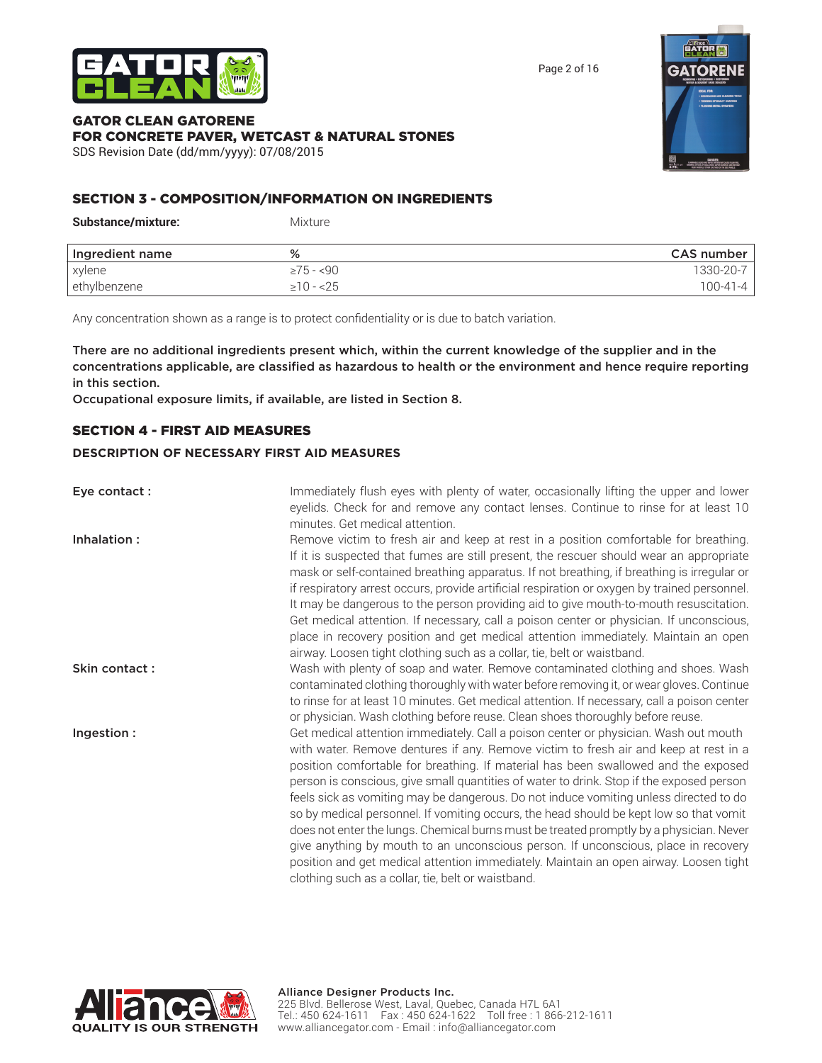## SECTION 3 - COMPOSITION/INFORMATION ON INGREDIENTS

**Substance/mixture:** Mixture

| Ingredient name | % | CAS number |
|---|---|---|
| xylene | ≥75 - <90 | 1330-20-7 |
| ethylbenzene | ≥10 - <25 | 100-41-4 |

Any concentration shown as a range is to protect confidentiality or is due to batch variation.

There are no additional ingredients present which, within the current knowledge of the supplier and in the concentrations applicable, are classified as hazardous to health or the environment and hence require reporting in this section.

Occupational exposure limits, if available, are listed in Section 8.

## SECTION 4 - FIRST AID MEASURES

### DESCRIPTION OF NECESSARY FIRST AID MEASURES

**Eye contact :** Immediately flush eyes with plenty of water, occasionally lifting the upper and lower eyelids. Check for and remove any contact lenses. Continue to rinse for at least 10 minutes. Get medical attention.

**Inhalation :** Remove victim to fresh air and keep at rest in a position comfortable for breathing. If it is suspected that fumes are still present, the rescuer should wear an appropriate mask or self-contained breathing apparatus. If not breathing, if breathing is irregular or if respiratory arrest occurs, provide artificial respiration or oxygen by trained personnel. It may be dangerous to the person providing aid to give mouth-to-mouth resuscitation. Get medical attention. If necessary, call a poison center or physician. If unconscious, place in recovery position and get medical attention immediately. Maintain an open airway. Loosen tight clothing such as a collar, tie, belt or waistband.

**Skin contact :** Wash with plenty of soap and water. Remove contaminated clothing and shoes. Wash contaminated clothing thoroughly with water before removing it, or wear gloves. Continue to rinse for at least 10 minutes. Get medical attention. If necessary, call a poison center or physician. Wash clothing before reuse. Clean shoes thoroughly before reuse.

**Ingestion :** Get medical attention immediately. Call a poison center or physician. Wash out mouth with water. Remove dentures if any. Remove victim to fresh air and keep at rest in a position comfortable for breathing. If material has been swallowed and the exposed person is conscious, give small quantities of water to drink. Stop if the exposed person feels sick as vomiting may be dangerous. Do not induce vomiting unless directed to do so by medical personnel. If vomiting occurs, the head should be kept low so that vomit does not enter the lungs. Chemical burns must be treated promptly by a physician. Never give anything by mouth to an unconscious person. If unconscious, place in recovery position and get medical attention immediately. Maintain an open airway. Loosen tight clothing such as a collar, tie, belt or waistband.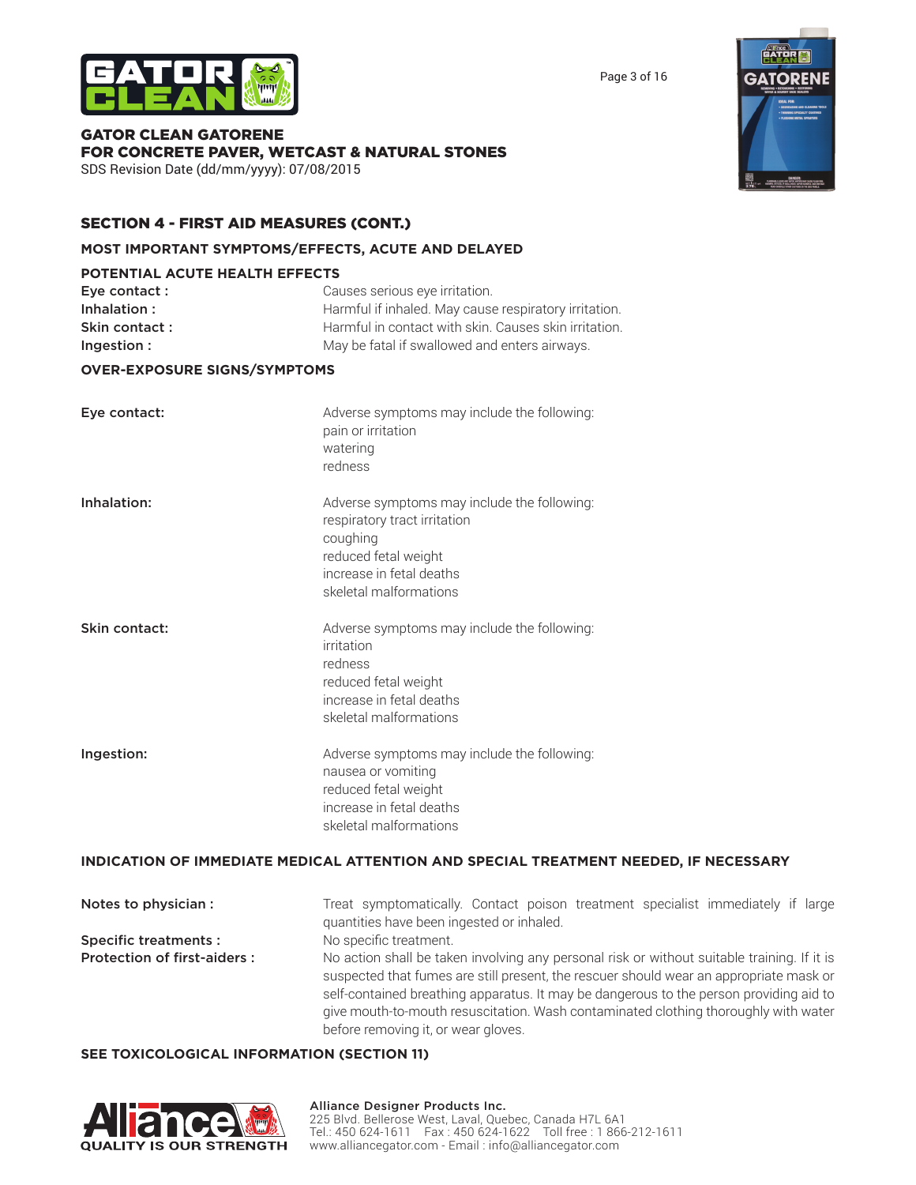## SECTION 4 - FIRST AID MEASURES (CONT.)

### MOST IMPORTANT SYMPTOMS/EFFECTS, ACUTE AND DELAYED

#### POTENTIAL ACUTE HEALTH EFFECTS

| | |
|---|---|
| **Eye contact :** | Causes serious eye irritation. |
| **Inhalation :** | Harmful if inhaled. May cause respiratory irritation. |
| **Skin contact :** | Harmful in contact with skin. Causes skin irritation. |
| **Ingestion :** | May be fatal if swallowed and enters airways. |

#### OVER-EXPOSURE SIGNS/SYMPTOMS

**Eye contact:**
Adverse symptoms may include the following:
pain or irritation
watering
redness

**Inhalation:**
Adverse symptoms may include the following:
respiratory tract irritation
coughing
reduced fetal weight
increase in fetal deaths
skeletal malformations

**Skin contact:**
Adverse symptoms may include the following:
irritation
redness
reduced fetal weight
increase in fetal deaths
skeletal malformations

**Ingestion:**
Adverse symptoms may include the following:
nausea or vomiting
reduced fetal weight
increase in fetal deaths
skeletal malformations

### INDICATION OF IMMEDIATE MEDICAL ATTENTION AND SPECIAL TREATMENT NEEDED, IF NECESSARY

**Notes to physician :** Treat symptomatically. Contact poison treatment specialist immediately if large quantities have been ingested or inhaled.

**Specific treatments :** No specific treatment.

**Protection of first-aiders :** No action shall be taken involving any personal risk or without suitable training. If it is suspected that fumes are still present, the rescuer should wear an appropriate mask or self-contained breathing apparatus. It may be dangerous to the person providing aid to give mouth-to-mouth resuscitation. Wash contaminated clothing thoroughly with water before removing it, or wear gloves.

### SEE TOXICOLOGICAL INFORMATION (SECTION 11)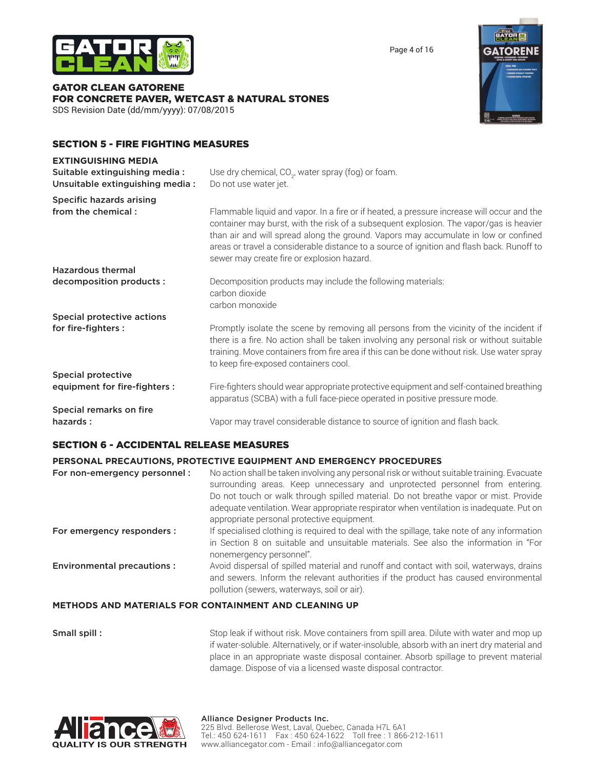## SECTION 5 - FIRE FIGHTING MEASURES

**EXTINGUISHING MEDIA**

**Suitable extinguishing media :** Use dry chemical, $CO_2$, water spray (fog) or foam.

**Unsuitable extinguishing media :** Do not use water jet.

**Specific hazards arising from the chemical :** Flammable liquid and vapor. In a fire or if heated, a pressure increase will occur and the container may burst, with the risk of a subsequent explosion. The vapor/gas is heavier than air and will spread along the ground. Vapors may accumulate in low or confined areas or travel a considerable distance to a source of ignition and flash back. Runoff to sewer may create fire or explosion hazard.

**Hazardous thermal decomposition products :** Decomposition products may include the following materials:
carbon dioxide
carbon monoxide

**Special protective actions for fire-fighters :** Promptly isolate the scene by removing all persons from the vicinity of the incident if there is a fire. No action shall be taken involving any personal risk or without suitable training. Move containers from fire area if this can be done without risk. Use water spray to keep fire-exposed containers cool.

**Special protective equipment for fire-fighters :** Fire-fighters should wear appropriate protective equipment and self-contained breathing apparatus (SCBA) with a full face-piece operated in positive pressure mode.

**Special remarks on fire hazards :** Vapor may travel considerable distance to source of ignition and flash back.

## SECTION 6 - ACCIDENTAL RELEASE MEASURES

**PERSONAL PRECAUTIONS, PROTECTIVE EQUIPMENT AND EMERGENCY PROCEDURES**

**For non-emergency personnel :** No action shall be taken involving any personal risk or without suitable training. Evacuate surrounding areas. Keep unnecessary and unprotected personnel from entering. Do not touch or walk through spilled material. Do not breathe vapor or mist. Provide adequate ventilation. Wear appropriate respirator when ventilation is inadequate. Put on appropriate personal protective equipment.

**For emergency responders :** If specialised clothing is required to deal with the spillage, take note of any information in Section 8 on suitable and unsuitable materials. See also the information in "For nonemergency personnel".

**Environmental precautions :** Avoid dispersal of spilled material and runoff and contact with soil, waterways, drains and sewers. Inform the relevant authorities if the product has caused environmental pollution (sewers, waterways, soil or air).

**METHODS AND MATERIALS FOR CONTAINMENT AND CLEANING UP**

**Small spill :** Stop leak if without risk. Move containers from spill area. Dilute with water and mop up if water-soluble. Alternatively, or if water-insoluble, absorb with an inert dry material and place in an appropriate waste disposal container. Absorb spillage to prevent material damage. Dispose of via a licensed waste disposal contractor.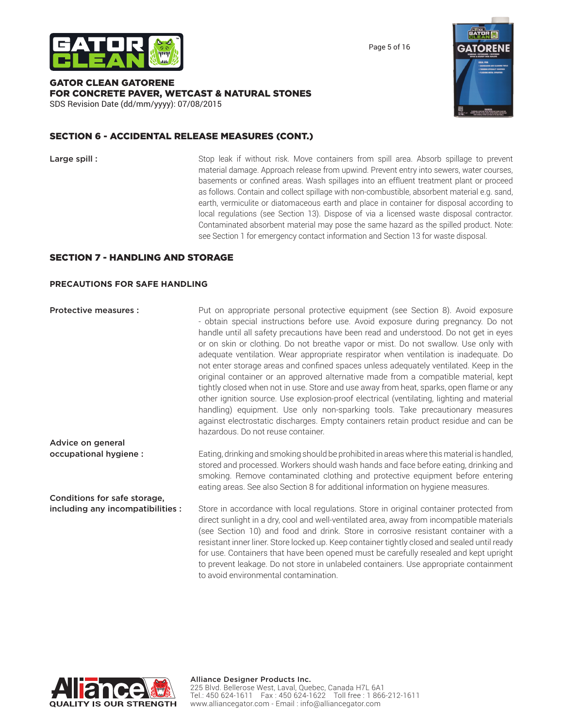## SECTION 6 - ACCIDENTAL RELEASE MEASURES (CONT.)

**Large spill :**

Stop leak if without risk. Move containers from spill area. Absorb spillage to prevent material damage. Approach release from upwind. Prevent entry into sewers, water courses, basements or confined areas. Wash spillages into an effluent treatment plant or proceed as follows. Contain and collect spillage with non-combustible, absorbent material e.g. sand, earth, vermiculite or diatomaceous earth and place in container for disposal according to local regulations (see Section 13). Dispose of via a licensed waste disposal contractor. Contaminated absorbent material may pose the same hazard as the spilled product. Note: see Section 1 for emergency contact information and Section 13 for waste disposal.

## SECTION 7 - HANDLING AND STORAGE

### PRECAUTIONS FOR SAFE HANDLING

**Protective measures :**

Put on appropriate personal protective equipment (see Section 8). Avoid exposure - obtain special instructions before use. Avoid exposure during pregnancy. Do not handle until all safety precautions have been read and understood. Do not get in eyes or on skin or clothing. Do not breathe vapor or mist. Do not swallow. Use only with adequate ventilation. Wear appropriate respirator when ventilation is inadequate. Do not enter storage areas and confined spaces unless adequately ventilated. Keep in the original container or an approved alternative made from a compatible material, kept tightly closed when not in use. Store and use away from heat, sparks, open flame or any other ignition source. Use explosion-proof electrical (ventilating, lighting and material handling) equipment. Use only non-sparking tools. Take precautionary measures against electrostatic discharges. Empty containers retain product residue and can be hazardous. Do not reuse container.

**Advice on general occupational hygiene :**

Eating, drinking and smoking should be prohibited in areas where this material is handled, stored and processed. Workers should wash hands and face before eating, drinking and smoking. Remove contaminated clothing and protective equipment before entering eating areas. See also Section 8 for additional information on hygiene measures.

**Conditions for safe storage, including any incompatibilities :**

Store in accordance with local regulations. Store in original container protected from direct sunlight in a dry, cool and well-ventilated area, away from incompatible materials (see Section 10) and food and drink. Store in corrosive resistant container with a resistant inner liner. Store locked up. Keep container tightly closed and sealed until ready for use. Containers that have been opened must be carefully resealed and kept upright to prevent leakage. Do not store in unlabeled containers. Use appropriate containment to avoid environmental contamination.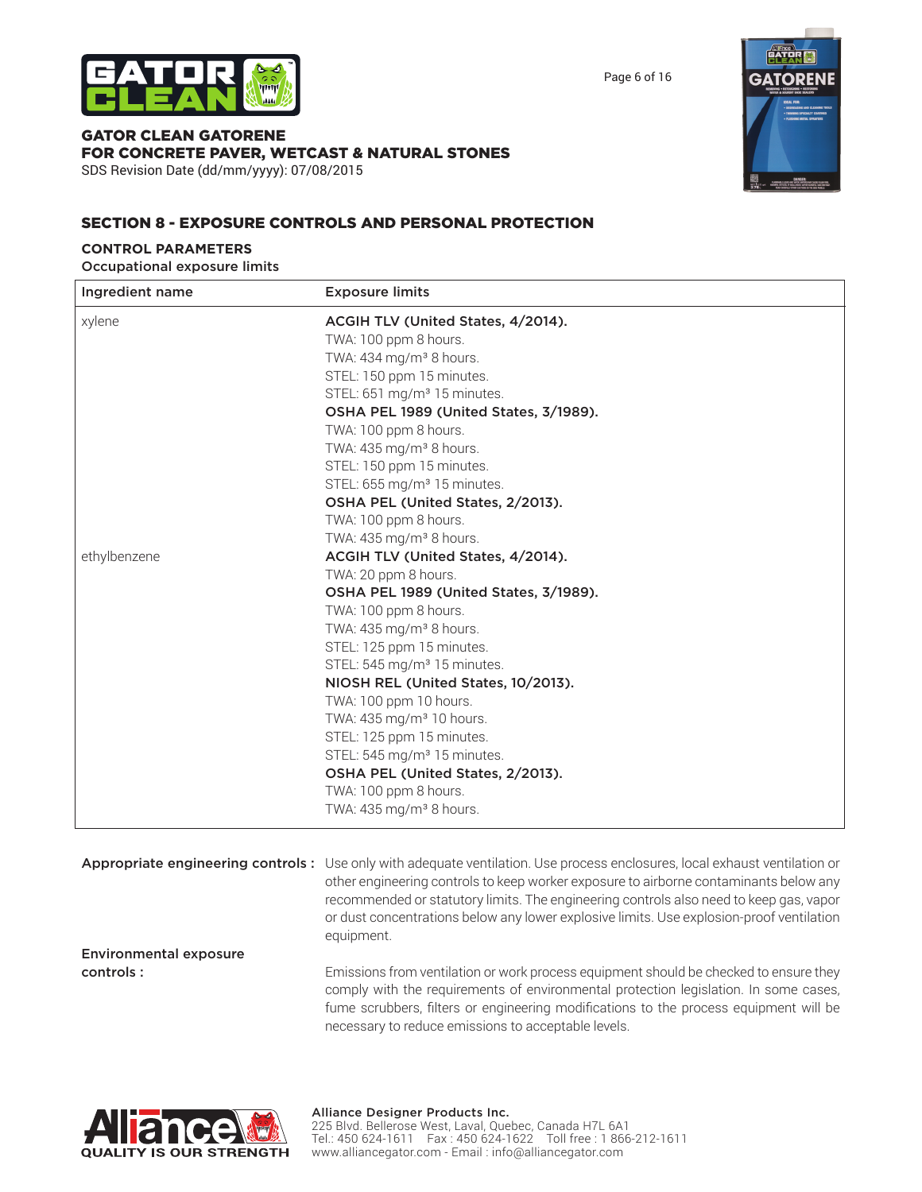## SECTION 8 - EXPOSURE CONTROLS AND PERSONAL PROTECTION

### CONTROL PARAMETERS

Occupational exposure limits

| Ingredient name | Exposure limits |
| --- | --- |
| xylene | **ACGIH TLV (United States, 4/2014).**<br>TWA: 100 ppm 8 hours.<br>TWA: 434 mg/m³ 8 hours.<br>STEL: 150 ppm 15 minutes.<br>STEL: 651 mg/m³ 15 minutes.<br>**OSHA PEL 1989 (United States, 3/1989).**<br>TWA: 100 ppm 8 hours.<br>TWA: 435 mg/m³ 8 hours.<br>STEL: 150 ppm 15 minutes.<br>STEL: 655 mg/m³ 15 minutes.<br>**OSHA PEL (United States, 2/2013).**<br>TWA: 100 ppm 8 hours.<br>TWA: 435 mg/m³ 8 hours. |
| ethylbenzene | **ACGIH TLV (United States, 4/2014).**<br>TWA: 20 ppm 8 hours.<br>**OSHA PEL 1989 (United States, 3/1989).**<br>TWA: 100 ppm 8 hours.<br>TWA: 435 mg/m³ 8 hours.<br>STEL: 125 ppm 15 minutes.<br>STEL: 545 mg/m³ 15 minutes.<br>**NIOSH REL (United States, 10/2013).**<br>TWA: 100 ppm 10 hours.<br>TWA: 435 mg/m³ 10 hours.<br>STEL: 125 ppm 15 minutes.<br>STEL: 545 mg/m³ 15 minutes.<br>**OSHA PEL (United States, 2/2013).**<br>TWA: 100 ppm 8 hours.<br>TWA: 435 mg/m³ 8 hours. |

**Appropriate engineering controls :** Use only with adequate ventilation. Use process enclosures, local exhaust ventilation or other engineering controls to keep worker exposure to airborne contaminants below any recommended or statutory limits. The engineering controls also need to keep gas, vapor or dust concentrations below any lower explosive limits. Use explosion-proof ventilation equipment.

**Environmental exposure controls :** Emissions from ventilation or work process equipment should be checked to ensure they comply with the requirements of environmental protection legislation. In some cases, fume scrubbers, filters or engineering modifications to the process equipment will be necessary to reduce emissions to acceptable levels.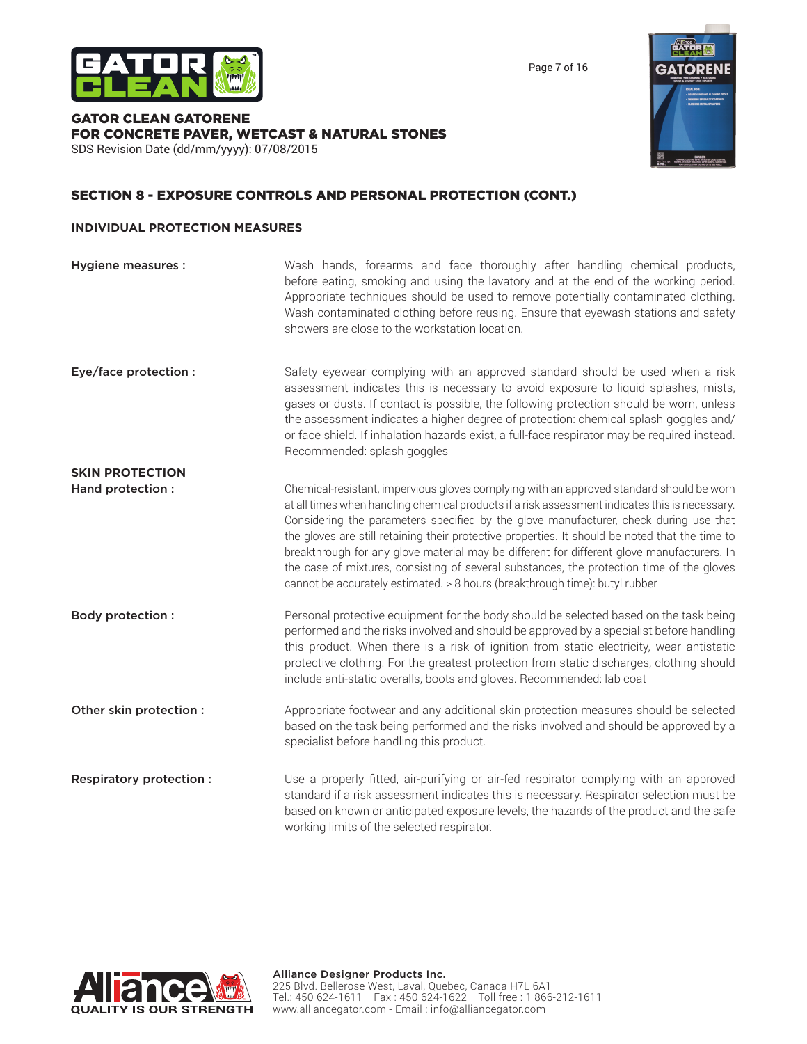## SECTION 8 - EXPOSURE CONTROLS AND PERSONAL PROTECTION (CONT.)

### INDIVIDUAL PROTECTION MEASURES

**Hygiene measures :** Wash hands, forearms and face thoroughly after handling chemical products, before eating, smoking and using the lavatory and at the end of the working period. Appropriate techniques should be used to remove potentially contaminated clothing. Wash contaminated clothing before reusing. Ensure that eyewash stations and safety showers are close to the workstation location.

**Eye/face protection :** Safety eyewear complying with an approved standard should be used when a risk assessment indicates this is necessary to avoid exposure to liquid splashes, mists, gases or dusts. If contact is possible, the following protection should be worn, unless the assessment indicates a higher degree of protection: chemical splash goggles and/or face shield. If inhalation hazards exist, a full-face respirator may be required instead. Recommended: splash goggles

**SKIN PROTECTION**

**Hand protection :** Chemical-resistant, impervious gloves complying with an approved standard should be worn at all times when handling chemical products if a risk assessment indicates this is necessary. Considering the parameters specified by the glove manufacturer, check during use that the gloves are still retaining their protective properties. It should be noted that the time to breakthrough for any glove material may be different for different glove manufacturers. In the case of mixtures, consisting of several substances, the protection time of the gloves cannot be accurately estimated. > 8 hours (breakthrough time): butyl rubber

**Body protection :** Personal protective equipment for the body should be selected based on the task being performed and the risks involved and should be approved by a specialist before handling this product. When there is a risk of ignition from static electricity, wear antistatic protective clothing. For the greatest protection from static discharges, clothing should include anti-static overalls, boots and gloves. Recommended: lab coat

**Other skin protection :** Appropriate footwear and any additional skin protection measures should be selected based on the task being performed and the risks involved and should be approved by a specialist before handling this product.

**Respiratory protection :** Use a properly fitted, air-purifying or air-fed respirator complying with an approved standard if a risk assessment indicates this is necessary. Respirator selection must be based on known or anticipated exposure levels, the hazards of the product and the safe working limits of the selected respirator.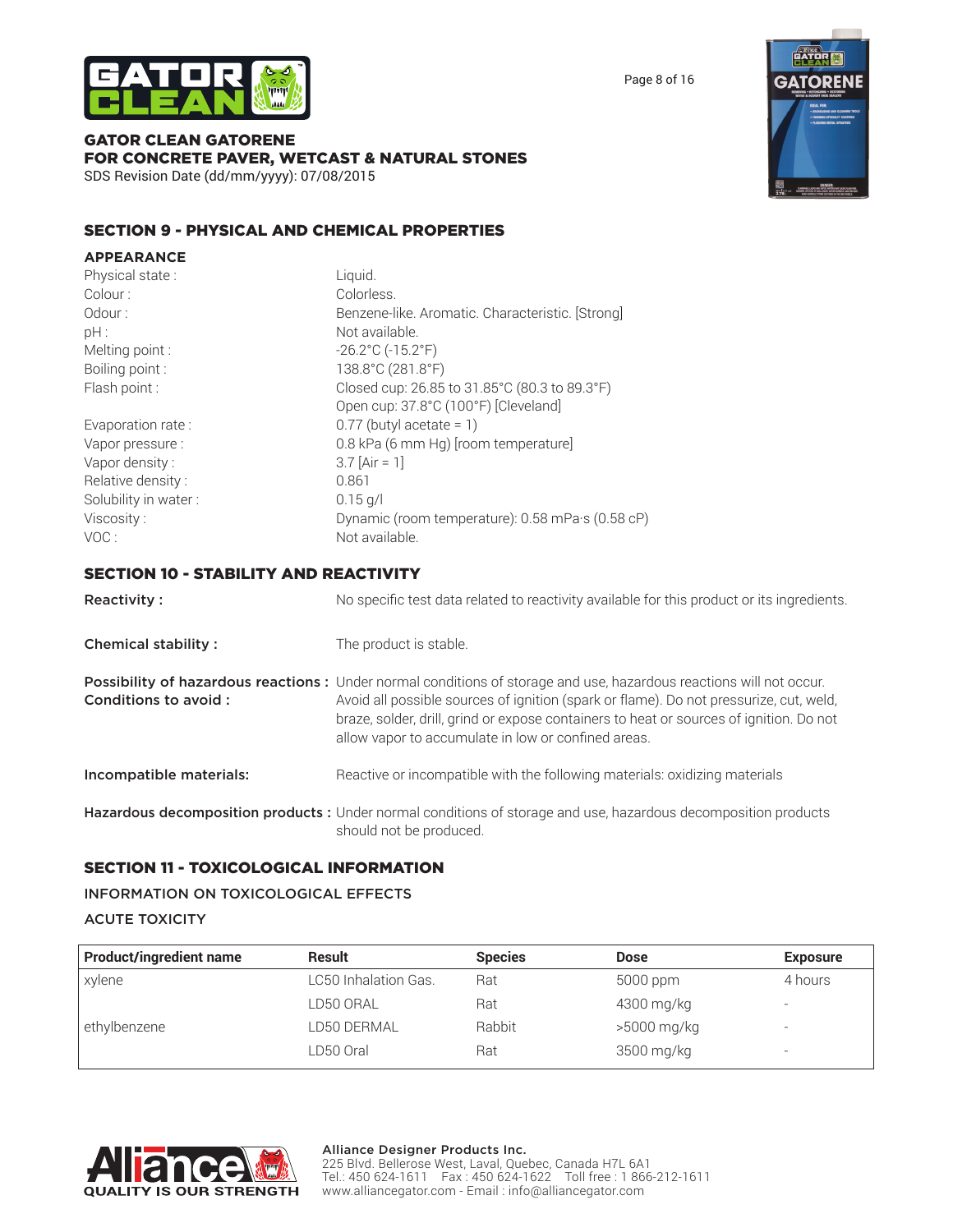## SECTION 9 - PHYSICAL AND CHEMICAL PROPERTIES

### APPEARANCE

| | |
|---|---|
| Physical state : | Liquid. |
| Colour : | Colorless. |
| Odour : | Benzene-like. Aromatic. Characteristic. [Strong] |
| pH : | Not available. |
| Melting point : | -26.2°C (-15.2°F) |
| Boiling point : | 138.8°C (281.8°F) |
| Flash point : | Closed cup: 26.85 to 31.85°C (80.3 to 89.3°F)<br>Open cup: 37.8°C (100°F) [Cleveland] |
| Evaporation rate : | 0.77 (butyl acetate = 1) |
| Vapor pressure : | 0.8 kPa (6 mm Hg) [room temperature] |
| Vapor density : | 3.7 [Air = 1] |
| Relative density : | 0.861 |
| Solubility in water : | 0.15 g/l |
| Viscosity : | Dynamic (room temperature): 0.58 mPa·s (0.58 cP) |
| VOC : | Not available. |

## SECTION 10 - STABILITY AND REACTIVITY

**Reactivity :** No specific test data related to reactivity available for this product or its ingredients.

**Chemical stability :** The product is stable.

**Possibility of hazardous reactions :** Under normal conditions of storage and use, hazardous reactions will not occur.

**Conditions to avoid :** Avoid all possible sources of ignition (spark or flame). Do not pressurize, cut, weld, braze, solder, drill, grind or expose containers to heat or sources of ignition. Do not allow vapor to accumulate in low or confined areas.

**Incompatible materials:** Reactive or incompatible with the following materials: oxidizing materials

**Hazardous decomposition products :** Under normal conditions of storage and use, hazardous decomposition products should not be produced.

## SECTION 11 - TOXICOLOGICAL INFORMATION

### INFORMATION ON TOXICOLOGICAL EFFECTS

### ACUTE TOXICITY

| Product/ingredient name | Result | Species | Dose | Exposure |
|---|---|---|---|---|
| xylene | LC50 Inhalation Gas. | Rat | 5000 ppm | 4 hours |
| | LD50 ORAL | Rat | 4300 mg/kg | - |
| ethylbenzene | LD50 DERMAL | Rabbit | >5000 mg/kg | - |
| | LD50 Oral | Rat | 3500 mg/kg | - |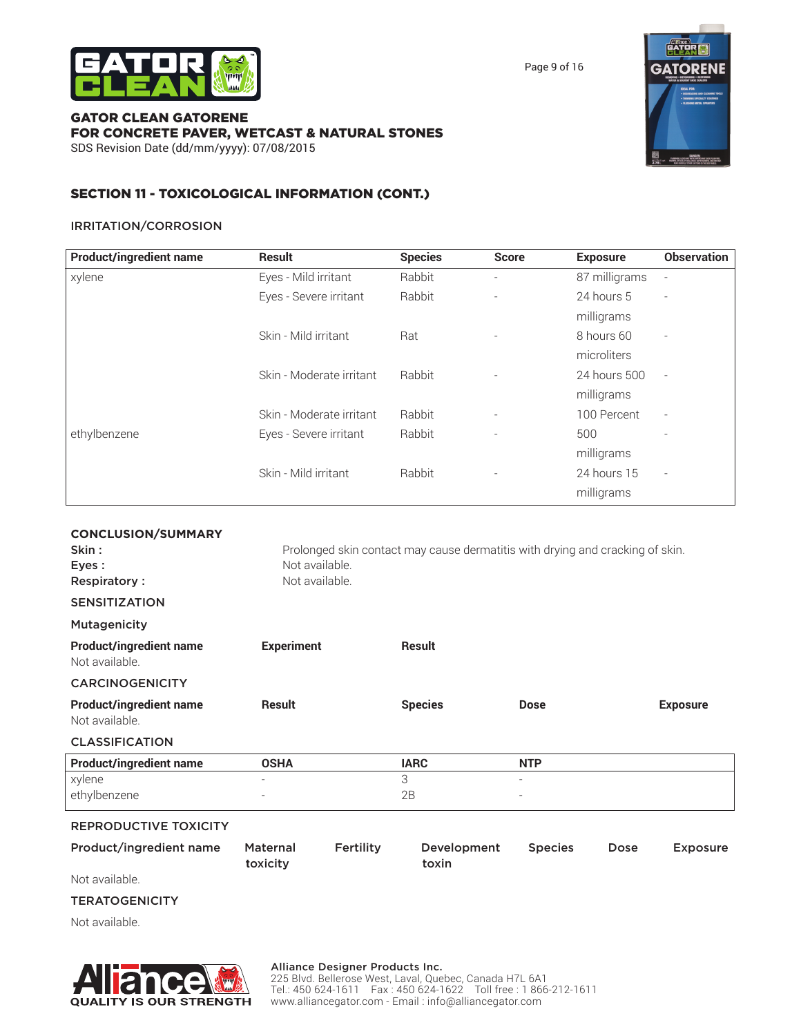## SECTION 11 - TOXICOLOGICAL INFORMATION (CONT.)

### IRRITATION/CORROSION

| Product/ingredient name | Result | Species | Score | Exposure | Observation |
|---|---|---|---|---|---|
| xylene | Eyes - Mild irritant | Rabbit | - | 87 milligrams | - |
| | Eyes - Severe irritant | Rabbit | - | 24 hours 5 milligrams | - |
| | Skin - Mild irritant | Rat | - | 8 hours 60 microliters | - |
| | Skin - Moderate irritant | Rabbit | - | 24 hours 500 milligrams | - |
| | Skin - Moderate irritant | Rabbit | - | 100 Percent | - |
| ethylbenzene | Eyes - Severe irritant | Rabbit | - | 500 milligrams | - |
| | Skin - Mild irritant | Rabbit | - | 24 hours 15 milligrams | - |

### CONCLUSION/SUMMARY

**Skin :** Prolonged skin contact may cause dermatitis with drying and cracking of skin.
**Eyes :** Not available.
**Respiratory :** Not available.

### SENSITIZATION

### Mutagenicity

| Product/ingredient name | Experiment | Result |
|---|---|---|
| Not available. | | |

### CARCINOGENICITY

| Product/ingredient name | Result | Species | Dose | Exposure |
|---|---|---|---|---|
| Not available. | | | | |

### CLASSIFICATION

| Product/ingredient name | OSHA | IARC | NTP |
|---|---|---|---|
| xylene | - | 3 | - |
| ethylbenzene | - | 2B | - |

### REPRODUCTIVE TOXICITY

| Product/ingredient name | Maternal toxicity | Fertility | Development toxin | Species | Dose | Exposure |
|---|---|---|---|---|---|---|
| Not available. | | | | | | |

### TERATOGENICITY

Not available.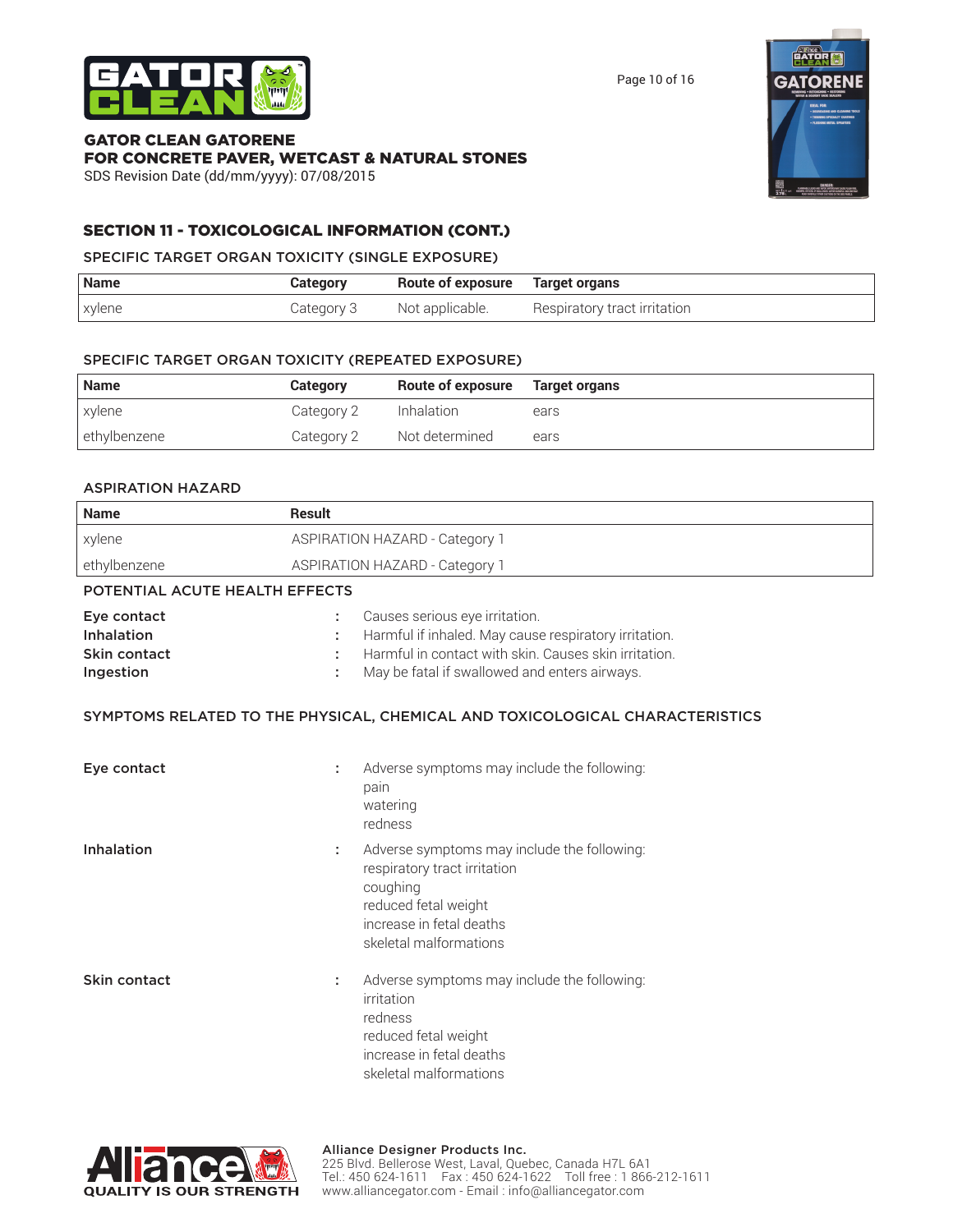## SECTION 11 - TOXICOLOGICAL INFORMATION (CONT.)

### SPECIFIC TARGET ORGAN TOXICITY (SINGLE EXPOSURE)

| Name | Category | Route of exposure | Target organs |
|---|---|---|---|
| xylene | Category 3 | Not applicable. | Respiratory tract irritation |

### SPECIFIC TARGET ORGAN TOXICITY (REPEATED EXPOSURE)

| Name | Category | Route of exposure | Target organs |
|---|---|---|---|
| xylene | Category 2 | Inhalation | ears |
| ethylbenzene | Category 2 | Not determined | ears |

### ASPIRATION HAZARD

| Name | Result |
|---|---|
| xylene | ASPIRATION HAZARD - Category 1 |
| ethylbenzene | ASPIRATION HAZARD - Category 1 |

### POTENTIAL ACUTE HEALTH EFFECTS

**Eye contact** : Causes serious eye irritation.
**Inhalation** : Harmful if inhaled. May cause respiratory irritation.
**Skin contact** : Harmful in contact with skin. Causes skin irritation.
**Ingestion** : May be fatal if swallowed and enters airways.

### SYMPTOMS RELATED TO THE PHYSICAL, CHEMICAL AND TOXICOLOGICAL CHARACTERISTICS

**Eye contact** : Adverse symptoms may include the following:
pain
watering
redness

**Inhalation** : Adverse symptoms may include the following:
respiratory tract irritation
coughing
reduced fetal weight
increase in fetal deaths
skeletal malformations

**Skin contact** : Adverse symptoms may include the following:
irritation
redness
reduced fetal weight
increase in fetal deaths
skeletal malformations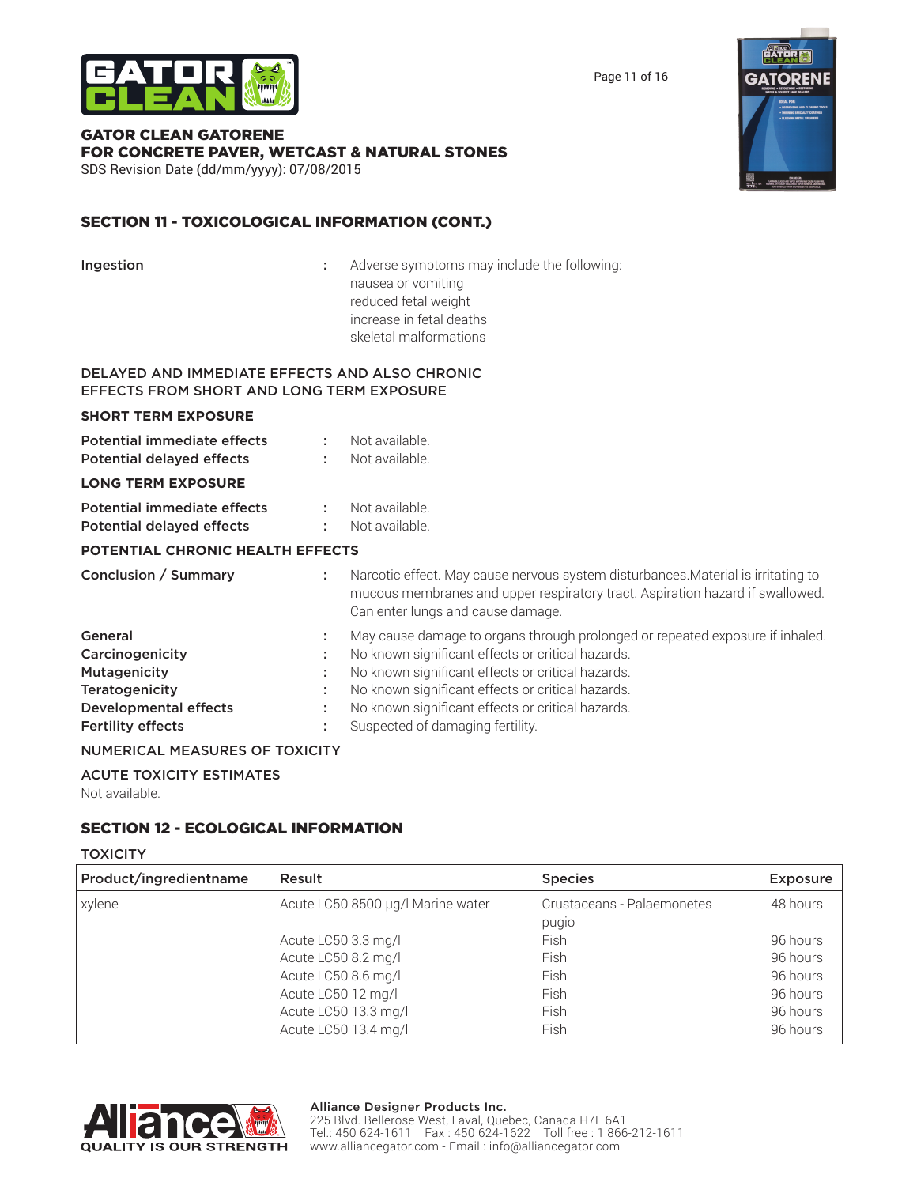## SECTION 11 - TOXICOLOGICAL INFORMATION (CONT.)

**Ingestion** : Adverse symptoms may include the following:
nausea or vomiting
reduced fetal weight
increase in fetal deaths
skeletal malformations

DELAYED AND IMMEDIATE EFFECTS AND ALSO CHRONIC EFFECTS FROM SHORT AND LONG TERM EXPOSURE

**SHORT TERM EXPOSURE**

**Potential immediate effects** : Not available.
**Potential delayed effects** : Not available.

**LONG TERM EXPOSURE**

**Potential immediate effects** : Not available.
**Potential delayed effects** : Not available.

**POTENTIAL CHRONIC HEALTH EFFECTS**

**Conclusion / Summary** : Narcotic effect. May cause nervous system disturbances.Material is irritating to mucous membranes and upper respiratory tract. Aspiration hazard if swallowed. Can enter lungs and cause damage.

**General** : May cause damage to organs through prolonged or repeated exposure if inhaled.
**Carcinogenicity** : No known significant effects or critical hazards.
**Mutagenicity** : No known significant effects or critical hazards.
**Teratogenicity** : No known significant effects or critical hazards.
**Developmental effects** : No known significant effects or critical hazards.
**Fertility effects** : Suspected of damaging fertility.

NUMERICAL MEASURES OF TOXICITY

ACUTE TOXICITY ESTIMATES
Not available.

## SECTION 12 - ECOLOGICAL INFORMATION

TOXICITY

| Product/ingredientname | Result | Species | Exposure |
|---|---|---|---|
| xylene | Acute LC50 8500 µg/l Marine water | Crustaceans - Palaemonetes pugio | 48 hours |
| | Acute LC50 3.3 mg/l | Fish | 96 hours |
| | Acute LC50 8.2 mg/l | Fish | 96 hours |
| | Acute LC50 8.6 mg/l | Fish | 96 hours |
| | Acute LC50 12 mg/l | Fish | 96 hours |
| | Acute LC50 13.3 mg/l | Fish | 96 hours |
| | Acute LC50 13.4 mg/l | Fish | 96 hours |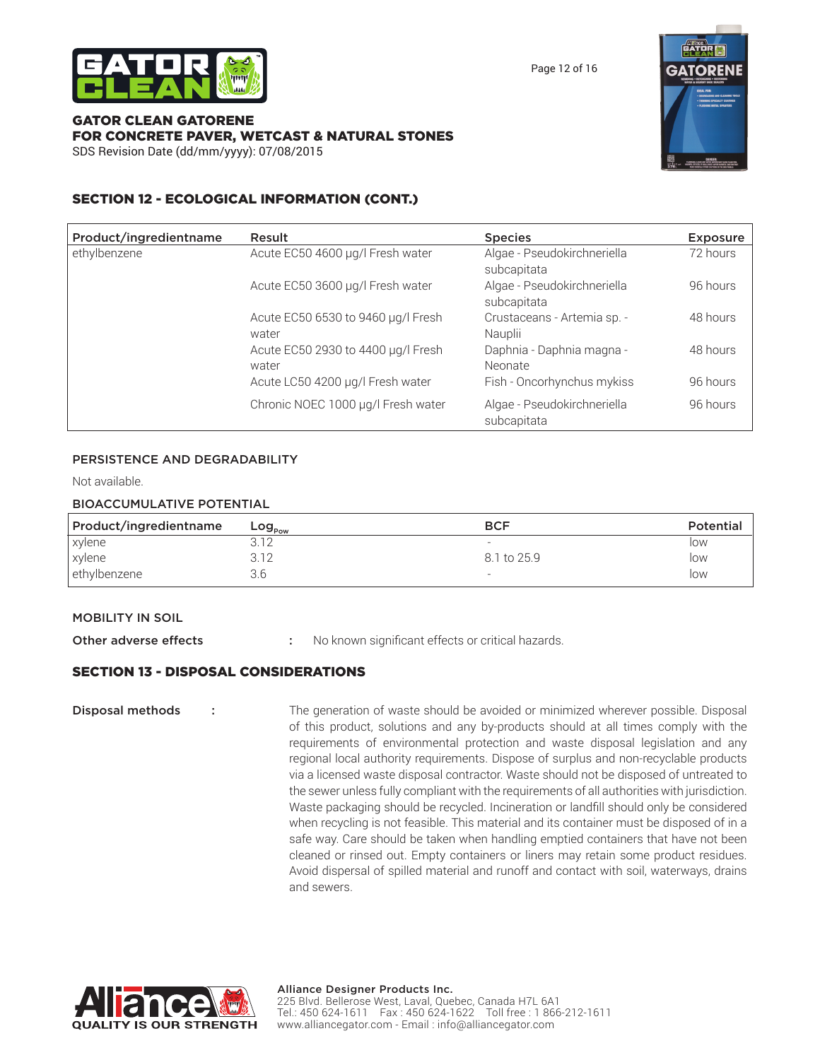## SECTION 12 - ECOLOGICAL INFORMATION (CONT.)

| Product/ingredientname | Result | Species | Exposure |
|---|---|---|---|
| ethylbenzene | Acute EC50 4600 µg/l Fresh water | Algae - Pseudokirchneriella subcapitata | 72 hours |
| | Acute EC50 3600 µg/l Fresh water | Algae - Pseudokirchneriella subcapitata | 96 hours |
| | Acute EC50 6530 to 9460 µg/l Fresh water | Crustaceans - Artemia sp. - Nauplii | 48 hours |
| | Acute EC50 2930 to 4400 µg/l Fresh water | Daphnia - Daphnia magna - Neonate | 48 hours |
| | Acute LC50 4200 µg/l Fresh water | Fish - Oncorhynchus mykiss | 96 hours |
| | Chronic NOEC 1000 µg/l Fresh water | Algae - Pseudokirchneriella subcapitata | 96 hours |

### PERSISTENCE AND DEGRADABILITY

Not available.

### BIOACCUMULATIVE POTENTIAL

| Product/ingredientname | $Log_{Pow}$ | BCF | Potential |
|---|---|---|---|
| xylene | 3.12 | - | low |
| xylene | 3.12 | 8.1 to 25.9 | low |
| ethylbenzene | 3.6 | - | low |

### MOBILITY IN SOIL

**Other adverse effects** : No known significant effects or critical hazards.

## SECTION 13 - DISPOSAL CONSIDERATIONS

**Disposal methods** : The generation of waste should be avoided or minimized wherever possible. Disposal of this product, solutions and any by-products should at all times comply with the requirements of environmental protection and waste disposal legislation and any regional local authority requirements. Dispose of surplus and non-recyclable products via a licensed waste disposal contractor. Waste should not be disposed of untreated to the sewer unless fully compliant with the requirements of all authorities with jurisdiction. Waste packaging should be recycled. Incineration or landfill should only be considered when recycling is not feasible. This material and its container must be disposed of in a safe way. Care should be taken when handling emptied containers that have not been cleaned or rinsed out. Empty containers or liners may retain some product residues. Avoid dispersal of spilled material and runoff and contact with soil, waterways, drains and sewers.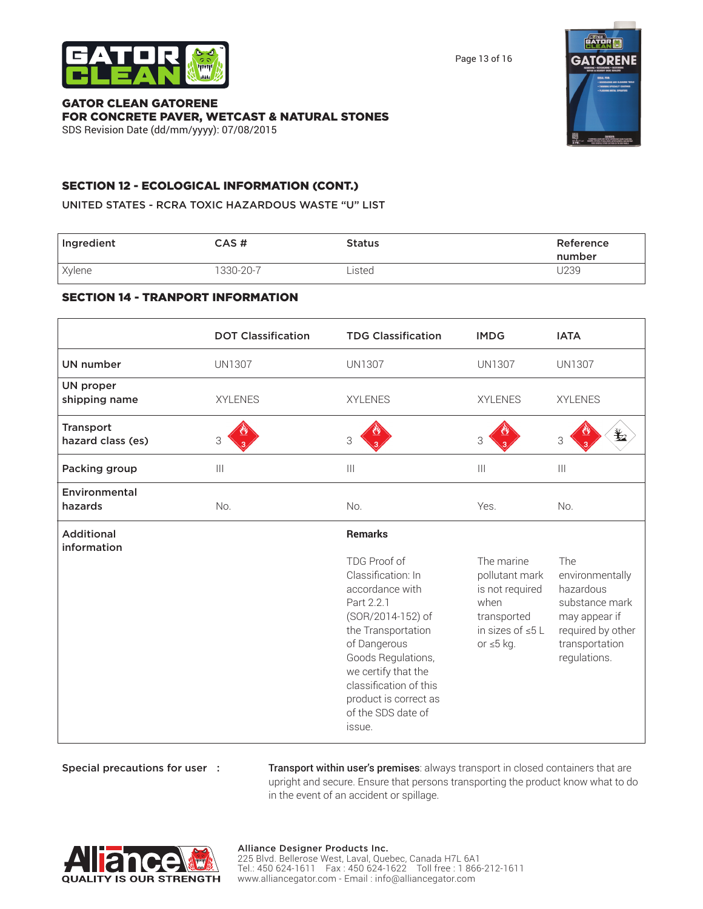**GATOR CLEAN GATORENE**
**FOR CONCRETE PAVER, WETCAST & NATURAL STONES**
SDS Revision Date (dd/mm/yyyy): 07/08/2015

## SECTION 12 - ECOLOGICAL INFORMATION (CONT.)

UNITED STATES - RCRA TOXIC HAZARDOUS WASTE "U" LIST

| Ingredient | CAS # | Status | Reference number |
|---|---|---|---|
| Xylene | 1330-20-7 | Listed | U239 |

## SECTION 14 - TRANPORT INFORMATION

| | DOT Classification | TDG Classification | IMDG | IATA |
|---|---|---|---|---|
| UN number | UN1307 | UN1307 | UN1307 | UN1307 |
| UN proper shipping name | XYLENES | XYLENES | XYLENES | XYLENES |
| Transport hazard class (es) | 3 | 3 | 3 | 3 |
| Packing group | III | III | III | III |
| Environmental hazards | No. | No. | Yes. | No. |
| Additional information | | **Remarks**<br><br>TDG Proof of Classification: In accordance with Part 2.2.1 (SOR/2014-152) of the Transportation of Dangerous Goods Regulations, we certify that the classification of this product is correct as of the SDS date of issue. | The marine pollutant mark is not required when transported in sizes of ≤5 L or ≤5 kg. | The environmentally hazardous substance mark may appear if required by other transportation regulations. |

**Special precautions for user :** **Transport within user's premises**: always transport in closed containers that are upright and secure. Ensure that persons transporting the product know what to do in the event of an accident or spillage.

QUALITY IS OUR STRENGTH

**Alliance Designer Products Inc.**
225 Blvd. Bellerose West, Laval, Quebec, Canada H7L 6A1
Tel.: 450 624-1611 Fax : 450 624-1622 Toll free : 1 866-212-1611
www.alliancegator.com - Email : info@alliancegator.com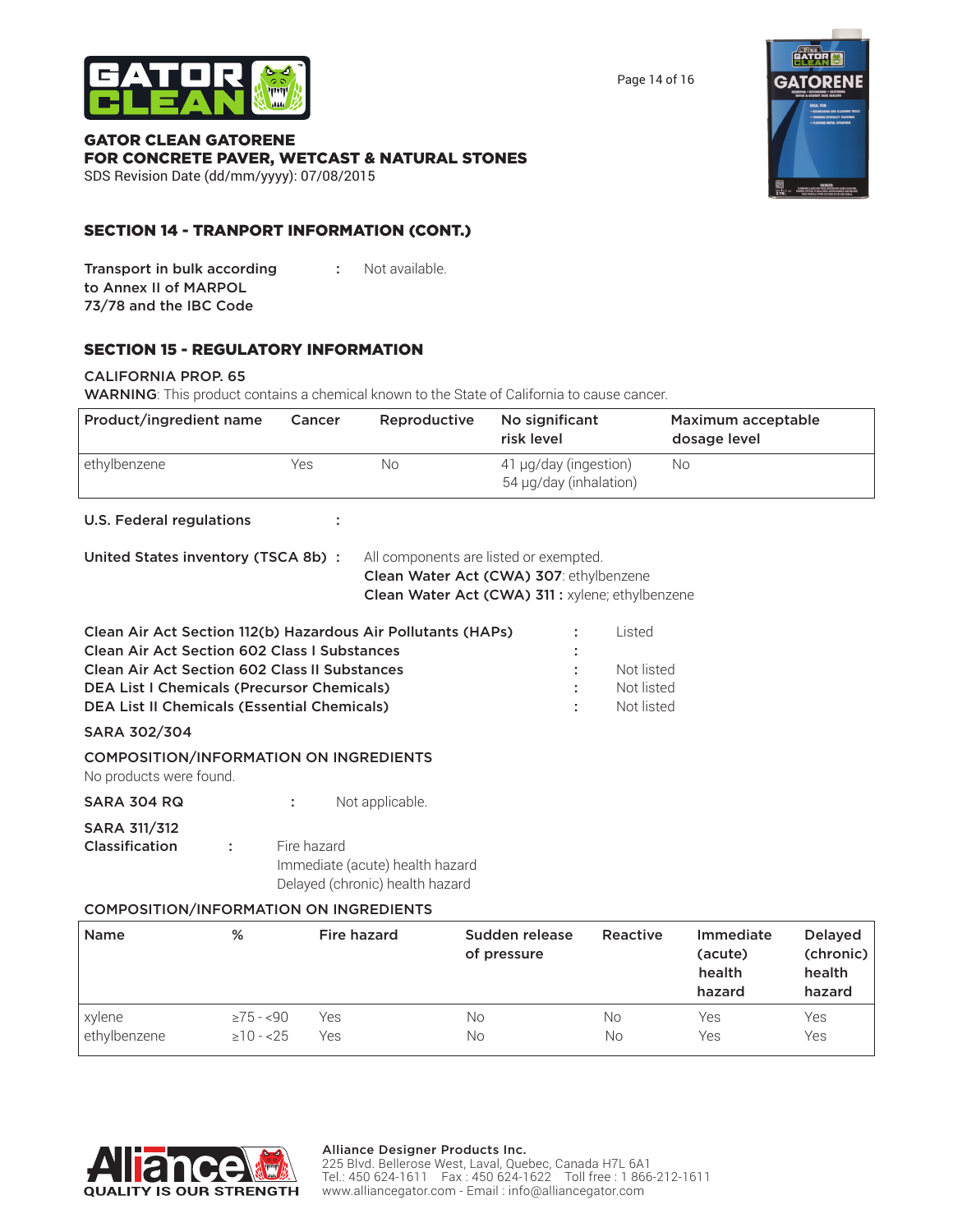## SECTION 14 - TRANPORT INFORMATION (CONT.)

**Transport in bulk according to Annex II of MARPOL 73/78 and the IBC Code** : Not available.

## SECTION 15 - REGULATORY INFORMATION

**CALIFORNIA PROP. 65**

**WARNING**: This product contains a chemical known to the State of California to cause cancer.

| Product/ingredient name | Cancer | Reproductive | No significant risk level | Maximum acceptable dosage level |
|---|---|---|---|---|
| ethylbenzene | Yes | No | 41 µg/day (ingestion)<br>54 µg/day (inhalation) | No |

**U.S. Federal regulations** :

**United States inventory (TSCA 8b)** : All components are listed or exempted.
**Clean Water Act (CWA) 307**: ethylbenzene
**Clean Water Act (CWA) 311 :** xylene; ethylbenzene

**Clean Air Act Section 112(b) Hazardous Air Pollutants (HAPs)** : Listed
**Clean Air Act Section 602 Class I Substances** :
**Clean Air Act Section 602 Class II Substances** : Not listed
**DEA List I Chemicals (Precursor Chemicals)** : Not listed
**DEA List II Chemicals (Essential Chemicals)** : Not listed

**SARA 302/304**

**COMPOSITION/INFORMATION ON INGREDIENTS**

No products were found.

**SARA 304 RQ** : Not applicable.

**SARA 311/312 Classification** : Fire hazard
Immediate (acute) health hazard
Delayed (chronic) health hazard

**COMPOSITION/INFORMATION ON INGREDIENTS**

| Name | % | Fire hazard | Sudden release of pressure | Reactive | Immediate (acute) health hazard | Delayed (chronic) health hazard |
|---|---|---|---|---|---|---|
| xylene | ≥75 - <90 | Yes | No | No | Yes | Yes |
| ethylbenzene | ≥10 - <25 | Yes | No | No | Yes | Yes |

**Alliance Designer Products Inc.**
225 Blvd. Bellerose West, Laval, Quebec, Canada H7L 6A1
Tel.: 450 624-1611 Fax : 450 624-1622 Toll free : 1 866-212-1611
www.alliancegator.com - Email : info@alliancegator.com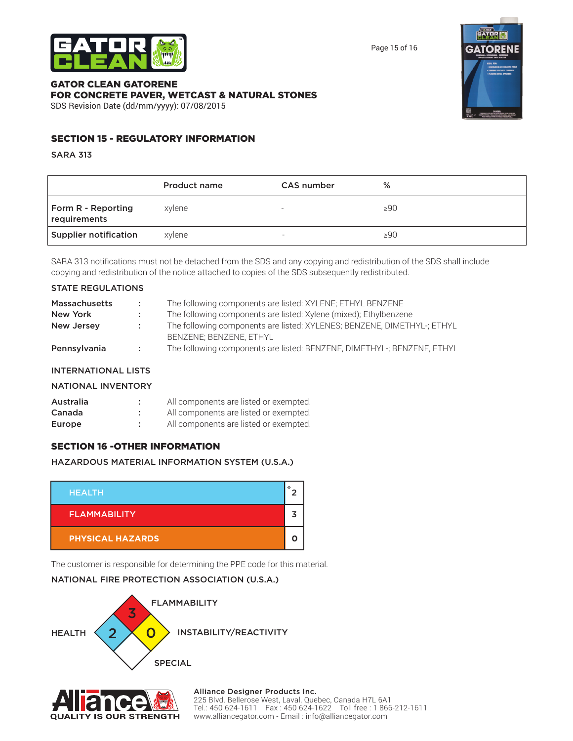## SECTION 15 - REGULATORY INFORMATION

### SARA 313

| | Product name | CAS number | % |
|---|---|---|---|
| Form R - Reporting requirements | xylene | - | ≥90 |
| Supplier notification | xylene | - | ≥90 |

SARA 313 notifications must not be detached from the SDS and any copying and redistribution of the SDS shall include copying and redistribution of the notice attached to copies of the SDS subsequently redistributed.

### STATE REGULATIONS

**Massachusetts** : The following components are listed: XYLENE; ETHYL BENZENE
**New York** : The following components are listed: Xylene (mixed); Ethylbenzene
**New Jersey** : The following components are listed: XYLENES; BENZENE, DIMETHYL-; ETHYL BENZENE; BENZENE, ETHYL
**Pennsylvania** : The following components are listed: BENZENE, DIMETHYL-; BENZENE, ETHYL

### INTERNATIONAL LISTS

### NATIONAL INVENTORY

**Australia** : All components are listed or exempted.
**Canada** : All components are listed or exempted.
**Europe** : All components are listed or exempted.

## SECTION 16 -OTHER INFORMATION

### HAZARDOUS MATERIAL INFORMATION SYSTEM (U.S.A.)

| | |
|---|---|
| HEALTH | * 2 |
| FLAMMABILITY | 3 |
| PHYSICAL HAZARDS | 0 |

The customer is responsible for determining the PPE code for this material.

### NATIONAL FIRE PROTECTION ASSOCIATION (U.S.A.)

- FLAMMABILITY: 3
- HEALTH: 2
- INSTABILITY/REACTIVITY: 0
- SPECIAL:

**Alliance Designer Products Inc.**
225 Blvd. Bellerose West, Laval, Quebec, Canada H7L 6A1
Tel.: 450 624-1611 Fax : 450 624-1622 Toll free : 1 866-212-1611
www.alliancegator.com - Email : info@alliancegator.com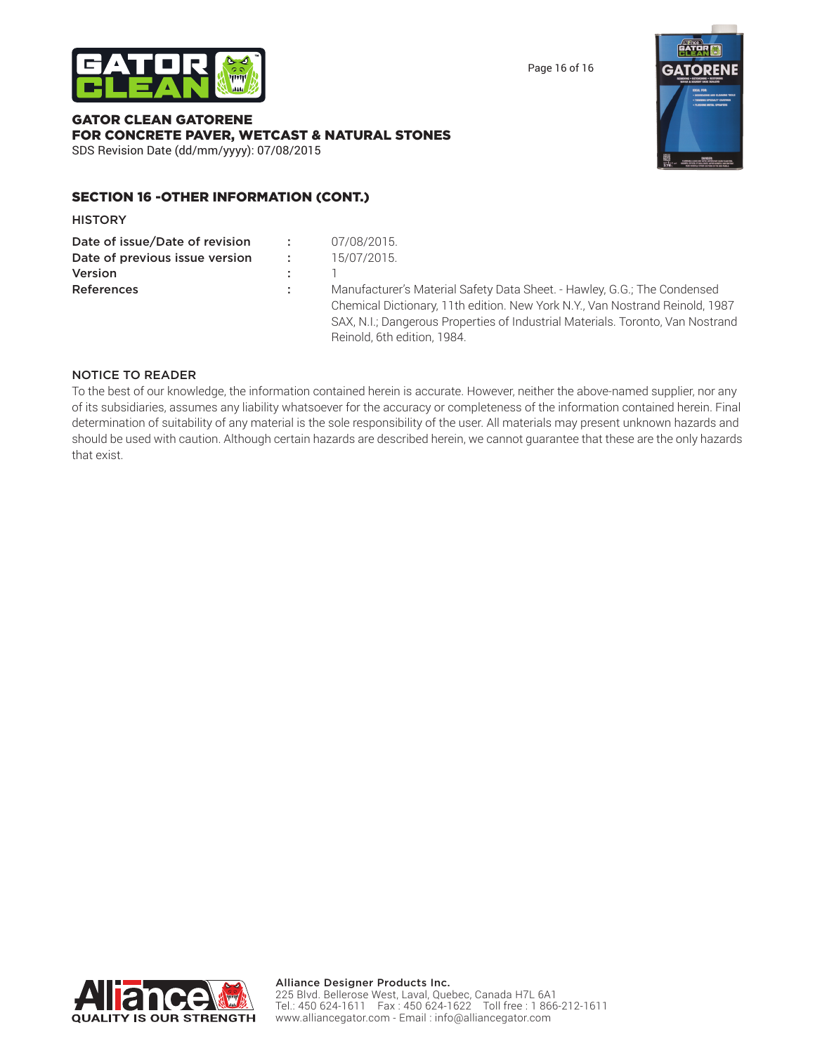## SECTION 16 -OTHER INFORMATION (CONT.)

### HISTORY

| | | |
|---|---|---|
| Date of issue/Date of revision | : | 07/08/2015. |
| Date of previous issue version | : | 15/07/2015. |
| Version | : | 1 |
| References | : | Manufacturer's Material Safety Data Sheet. - Hawley, G.G.; The Condensed Chemical Dictionary, 11th edition. New York N.Y., Van Nostrand Reinold, 1987 SAX, N.I.; Dangerous Properties of Industrial Materials. Toronto, Van Nostrand Reinold, 6th edition, 1984. |

### NOTICE TO READER

To the best of our knowledge, the information contained herein is accurate. However, neither the above-named supplier, nor any of its subsidiaries, assumes any liability whatsoever for the accuracy or completeness of the information contained herein. Final determination of suitability of any material is the sole responsibility of the user. All materials may present unknown hazards and should be used with caution. Although certain hazards are described herein, we cannot guarantee that these are the only hazards that exist.